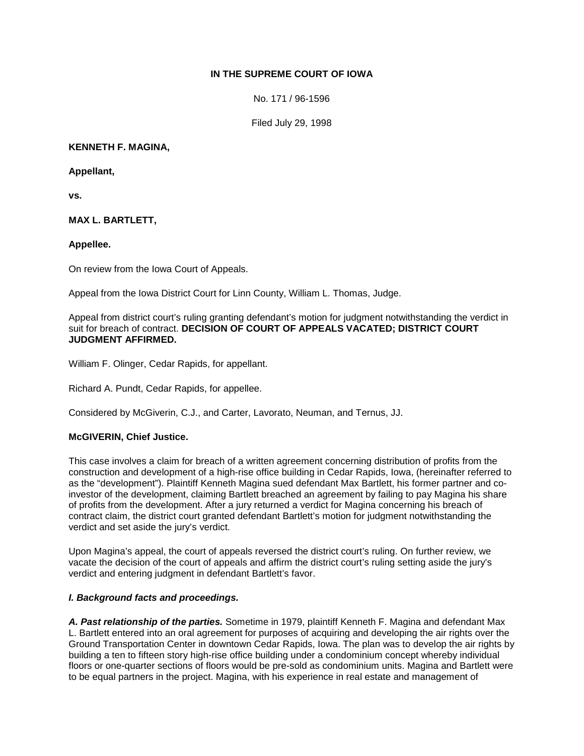**IN THE SUPREME COURT OF IOWA**

No. 171 / 96-1596

Filed July 29, 1998

**KENNETH F. MAGINA,**

**Appellant,**

**vs.**

**MAX L. BARTLETT,**

**Appellee.**

On review from the Iowa Court of Appeals.

Appeal from the Iowa District Court for Linn County, William L. Thomas, Judge.

Appeal from district court's ruling granting defendant's motion for judgment notwithstanding the verdict in suit for breach of contract. **DECISION OF COURT OF APPEALS VACATED; DISTRICT COURT JUDGMENT AFFIRMED.**

William F. Olinger, Cedar Rapids, for appellant.

Richard A. Pundt, Cedar Rapids, for appellee.

Considered by McGiverin, C.J., and Carter, Lavorato, Neuman, and Ternus, JJ.

**McGIVERIN, Chief Justice.**

This case involves a claim for breach of a written agreement concerning distribution of profits from the construction and development of a high-rise office building in Cedar Rapids, Iowa, (hereinafter referred to as the "development"). Plaintiff Kenneth Magina sued defendant Max Bartlett, his former partner and co-investor of the development, claiming Bartlett breached an agreement by failing to pay Magina his share of profits from the development. After a jury returned a verdict for Magina concerning his breach of contract claim, the district court granted defendant Bartlett's motion for judgment notwithstanding the verdict and set aside the jury's verdict.

Upon Magina's appeal, the court of appeals reversed the district court's ruling. On further review, we vacate the decision of the court of appeals and affirm the district court's ruling setting aside the jury's verdict and entering judgment in defendant Bartlett's favor.

***I. Background facts and proceedings.***

***A. Past relationship of the parties.*** Sometime in 1979, plaintiff Kenneth F. Magina and defendant Max L. Bartlett entered into an oral agreement for purposes of acquiring and developing the air rights over the Ground Transportation Center in downtown Cedar Rapids, Iowa. The plan was to develop the air rights by building a ten to fifteen story high-rise office building under a condominium concept whereby individual floors or one-quarter sections of floors would be pre-sold as condominium units. Magina and Bartlett were to be equal partners in the project. Magina, with his experience in real estate and management of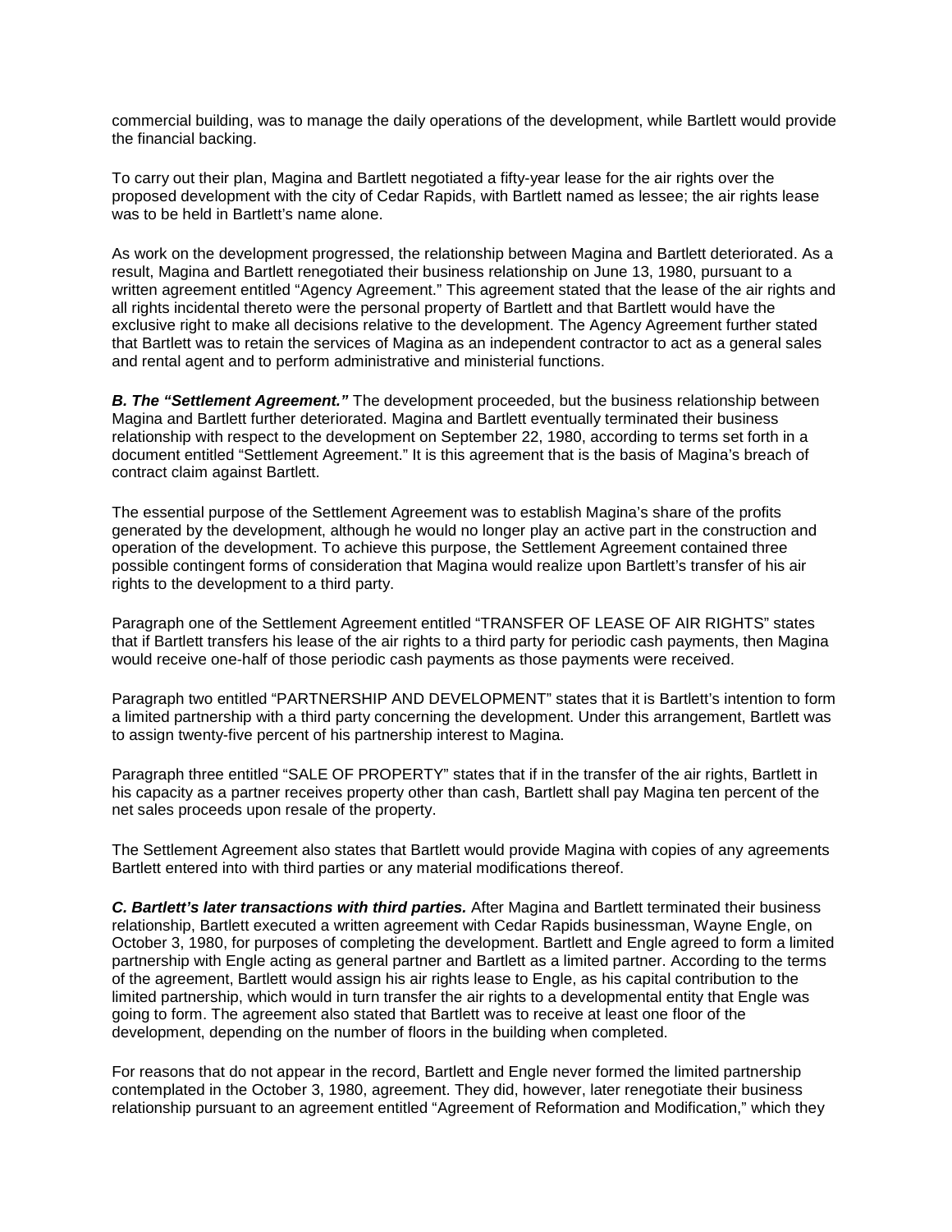commercial building, was to manage the daily operations of the development, while Bartlett would provide the financial backing.

To carry out their plan, Magina and Bartlett negotiated a fifty-year lease for the air rights over the proposed development with the city of Cedar Rapids, with Bartlett named as lessee; the air rights lease was to be held in Bartlett's name alone.

As work on the development progressed, the relationship between Magina and Bartlett deteriorated. As a result, Magina and Bartlett renegotiated their business relationship on June 13, 1980, pursuant to a written agreement entitled "Agency Agreement." This agreement stated that the lease of the air rights and all rights incidental thereto were the personal property of Bartlett and that Bartlett would have the exclusive right to make all decisions relative to the development. The Agency Agreement further stated that Bartlett was to retain the services of Magina as an independent contractor to act as a general sales and rental agent and to perform administrative and ministerial functions.

***B. The "Settlement Agreement."*** The development proceeded, but the business relationship between Magina and Bartlett further deteriorated. Magina and Bartlett eventually terminated their business relationship with respect to the development on September 22, 1980, according to terms set forth in a document entitled "Settlement Agreement." It is this agreement that is the basis of Magina's breach of contract claim against Bartlett.

The essential purpose of the Settlement Agreement was to establish Magina's share of the profits generated by the development, although he would no longer play an active part in the construction and operation of the development. To achieve this purpose, the Settlement Agreement contained three possible contingent forms of consideration that Magina would realize upon Bartlett's transfer of his air rights to the development to a third party.

Paragraph one of the Settlement Agreement entitled "TRANSFER OF LEASE OF AIR RIGHTS" states that if Bartlett transfers his lease of the air rights to a third party for periodic cash payments, then Magina would receive one-half of those periodic cash payments as those payments were received.

Paragraph two entitled "PARTNERSHIP AND DEVELOPMENT" states that it is Bartlett's intention to form a limited partnership with a third party concerning the development. Under this arrangement, Bartlett was to assign twenty-five percent of his partnership interest to Magina.

Paragraph three entitled "SALE OF PROPERTY" states that if in the transfer of the air rights, Bartlett in his capacity as a partner receives property other than cash, Bartlett shall pay Magina ten percent of the net sales proceeds upon resale of the property.

The Settlement Agreement also states that Bartlett would provide Magina with copies of any agreements Bartlett entered into with third parties or any material modifications thereof.

***C. Bartlett's later transactions with third parties.*** After Magina and Bartlett terminated their business relationship, Bartlett executed a written agreement with Cedar Rapids businessman, Wayne Engle, on October 3, 1980, for purposes of completing the development. Bartlett and Engle agreed to form a limited partnership with Engle acting as general partner and Bartlett as a limited partner. According to the terms of the agreement, Bartlett would assign his air rights lease to Engle, as his capital contribution to the limited partnership, which would in turn transfer the air rights to a developmental entity that Engle was going to form. The agreement also stated that Bartlett was to receive at least one floor of the development, depending on the number of floors in the building when completed.

For reasons that do not appear in the record, Bartlett and Engle never formed the limited partnership contemplated in the October 3, 1980, agreement. They did, however, later renegotiate their business relationship pursuant to an agreement entitled "Agreement of Reformation and Modification," which they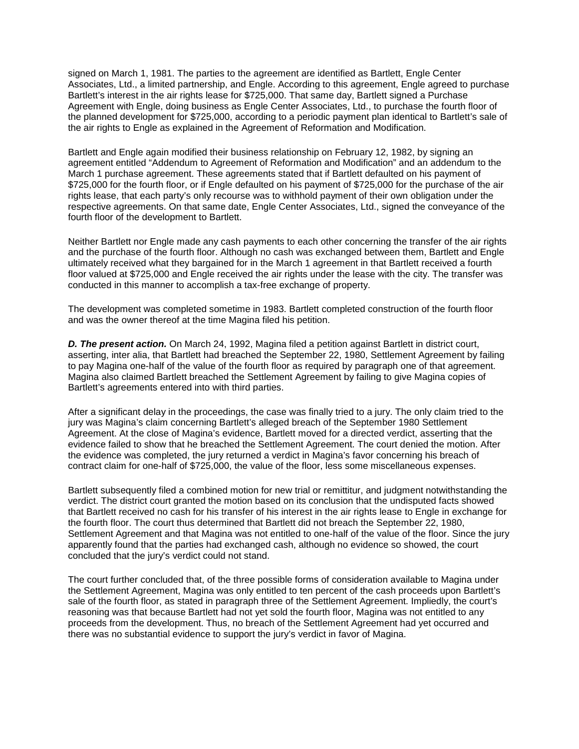signed on March 1, 1981. The parties to the agreement are identified as Bartlett, Engle Center Associates, Ltd., a limited partnership, and Engle. According to this agreement, Engle agreed to purchase Bartlett's interest in the air rights lease for $725,000. That same day, Bartlett signed a Purchase Agreement with Engle, doing business as Engle Center Associates, Ltd., to purchase the fourth floor of the planned development for $725,000, according to a periodic payment plan identical to Bartlett's sale of the air rights to Engle as explained in the Agreement of Reformation and Modification.

Bartlett and Engle again modified their business relationship on February 12, 1982, by signing an agreement entitled "Addendum to Agreement of Reformation and Modification" and an addendum to the March 1 purchase agreement. These agreements stated that if Bartlett defaulted on his payment of $725,000 for the fourth floor, or if Engle defaulted on his payment of $725,000 for the purchase of the air rights lease, that each party's only recourse was to withhold payment of their own obligation under the respective agreements. On that same date, Engle Center Associates, Ltd., signed the conveyance of the fourth floor of the development to Bartlett.

Neither Bartlett nor Engle made any cash payments to each other concerning the transfer of the air rights and the purchase of the fourth floor. Although no cash was exchanged between them, Bartlett and Engle ultimately received what they bargained for in the March 1 agreement in that Bartlett received a fourth floor valued at $725,000 and Engle received the air rights under the lease with the city. The transfer was conducted in this manner to accomplish a tax-free exchange of property.

The development was completed sometime in 1983. Bartlett completed construction of the fourth floor and was the owner thereof at the time Magina filed his petition.

***D. The present action.*** On March 24, 1992, Magina filed a petition against Bartlett in district court, asserting, inter alia, that Bartlett had breached the September 22, 1980, Settlement Agreement by failing to pay Magina one-half of the value of the fourth floor as required by paragraph one of that agreement. Magina also claimed Bartlett breached the Settlement Agreement by failing to give Magina copies of Bartlett's agreements entered into with third parties.

After a significant delay in the proceedings, the case was finally tried to a jury. The only claim tried to the jury was Magina's claim concerning Bartlett's alleged breach of the September 1980 Settlement Agreement. At the close of Magina's evidence, Bartlett moved for a directed verdict, asserting that the evidence failed to show that he breached the Settlement Agreement. The court denied the motion. After the evidence was completed, the jury returned a verdict in Magina's favor concerning his breach of contract claim for one-half of $725,000, the value of the floor, less some miscellaneous expenses.

Bartlett subsequently filed a combined motion for new trial or remittitur, and judgment notwithstanding the verdict. The district court granted the motion based on its conclusion that the undisputed facts showed that Bartlett received no cash for his transfer of his interest in the air rights lease to Engle in exchange for the fourth floor. The court thus determined that Bartlett did not breach the September 22, 1980, Settlement Agreement and that Magina was not entitled to one-half of the value of the floor. Since the jury apparently found that the parties had exchanged cash, although no evidence so showed, the court concluded that the jury's verdict could not stand.

The court further concluded that, of the three possible forms of consideration available to Magina under the Settlement Agreement, Magina was only entitled to ten percent of the cash proceeds upon Bartlett's sale of the fourth floor, as stated in paragraph three of the Settlement Agreement. Impliedly, the court's reasoning was that because Bartlett had not yet sold the fourth floor, Magina was not entitled to any proceeds from the development. Thus, no breach of the Settlement Agreement had yet occurred and there was no substantial evidence to support the jury's verdict in favor of Magina.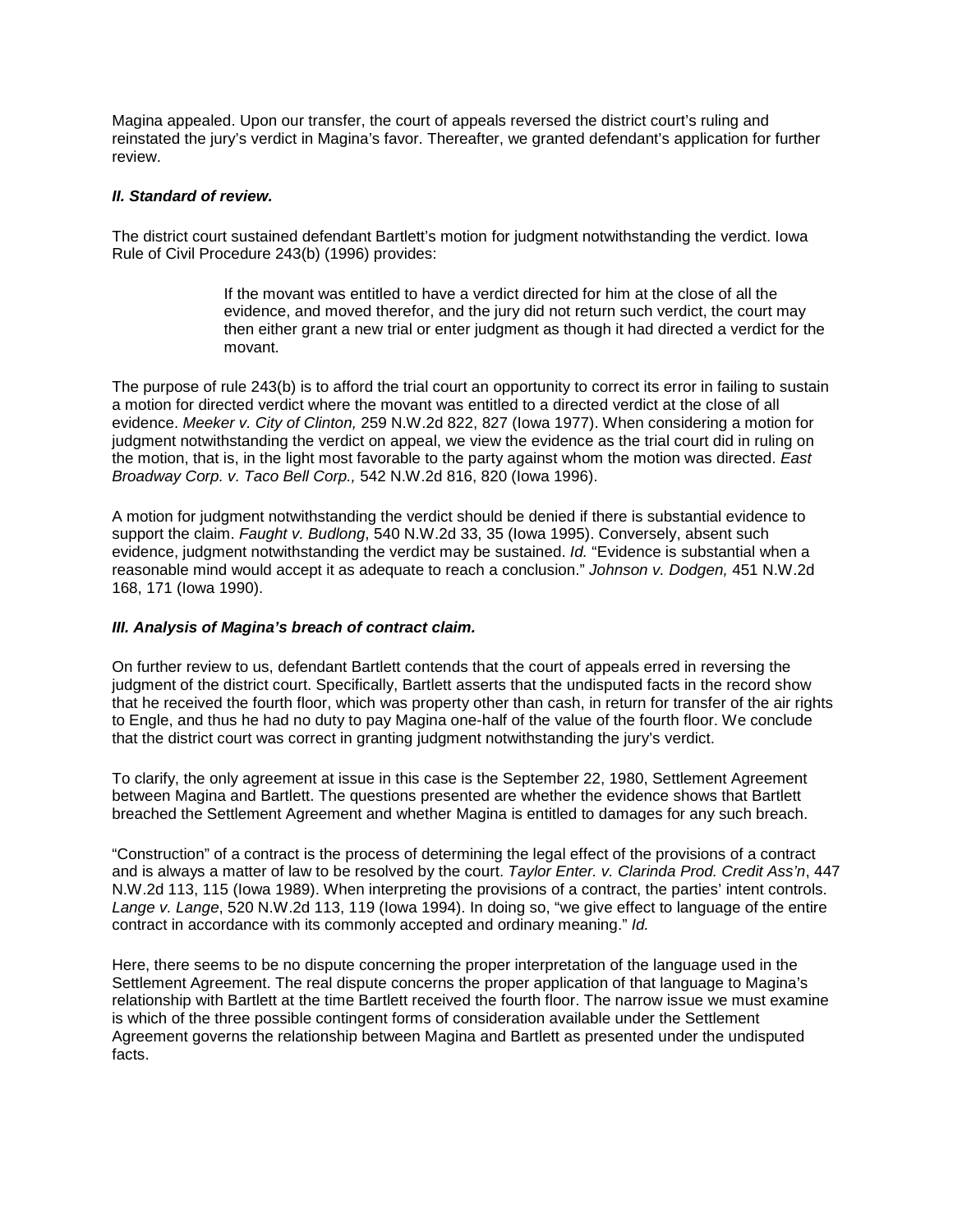Magina appealed. Upon our transfer, the court of appeals reversed the district court's ruling and reinstated the jury's verdict in Magina's favor. Thereafter, we granted defendant's application for further review.

### ***II. Standard of review.***

The district court sustained defendant Bartlett's motion for judgment notwithstanding the verdict. Iowa Rule of Civil Procedure 243(b) (1996) provides:

> If the movant was entitled to have a verdict directed for him at the close of all the evidence, and moved therefor, and the jury did not return such verdict, the court may then either grant a new trial or enter judgment as though it had directed a verdict for the movant.

The purpose of rule 243(b) is to afford the trial court an opportunity to correct its error in failing to sustain a motion for directed verdict where the movant was entitled to a directed verdict at the close of all evidence. *Meeker v. City of Clinton,* 259 N.W.2d 822, 827 (Iowa 1977). When considering a motion for judgment notwithstanding the verdict on appeal, we view the evidence as the trial court did in ruling on the motion, that is, in the light most favorable to the party against whom the motion was directed. *East Broadway Corp. v. Taco Bell Corp.,* 542 N.W.2d 816, 820 (Iowa 1996).

A motion for judgment notwithstanding the verdict should be denied if there is substantial evidence to support the claim. *Faught v. Budlong*, 540 N.W.2d 33, 35 (Iowa 1995). Conversely, absent such evidence, judgment notwithstanding the verdict may be sustained. *Id.* "Evidence is substantial when a reasonable mind would accept it as adequate to reach a conclusion." *Johnson v. Dodgen,* 451 N.W.2d 168, 171 (Iowa 1990).

### ***III. Analysis of Magina's breach of contract claim.***

On further review to us, defendant Bartlett contends that the court of appeals erred in reversing the judgment of the district court. Specifically, Bartlett asserts that the undisputed facts in the record show that he received the fourth floor, which was property other than cash, in return for transfer of the air rights to Engle, and thus he had no duty to pay Magina one-half of the value of the fourth floor. We conclude that the district court was correct in granting judgment notwithstanding the jury's verdict.

To clarify, the only agreement at issue in this case is the September 22, 1980, Settlement Agreement between Magina and Bartlett. The questions presented are whether the evidence shows that Bartlett breached the Settlement Agreement and whether Magina is entitled to damages for any such breach.

"Construction" of a contract is the process of determining the legal effect of the provisions of a contract and is always a matter of law to be resolved by the court. *Taylor Enter. v. Clarinda Prod. Credit Ass'n*, 447 N.W.2d 113, 115 (Iowa 1989). When interpreting the provisions of a contract, the parties' intent controls. *Lange v. Lange*, 520 N.W.2d 113, 119 (Iowa 1994). In doing so, "we give effect to language of the entire contract in accordance with its commonly accepted and ordinary meaning." *Id.*

Here, there seems to be no dispute concerning the proper interpretation of the language used in the Settlement Agreement. The real dispute concerns the proper application of that language to Magina's relationship with Bartlett at the time Bartlett received the fourth floor. The narrow issue we must examine is which of the three possible contingent forms of consideration available under the Settlement Agreement governs the relationship between Magina and Bartlett as presented under the undisputed facts.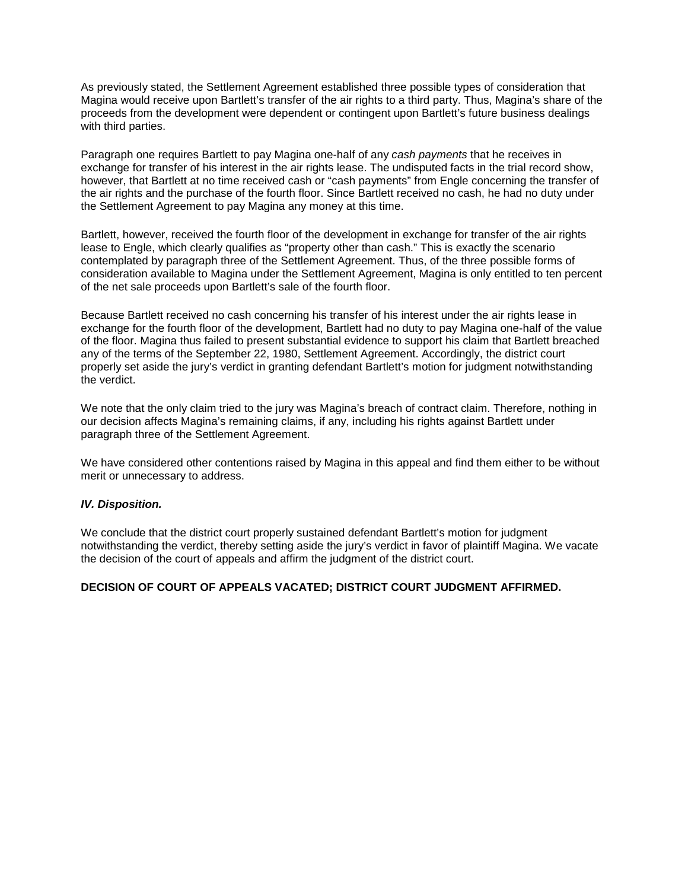As previously stated, the Settlement Agreement established three possible types of consideration that Magina would receive upon Bartlett's transfer of the air rights to a third party. Thus, Magina's share of the proceeds from the development were dependent or contingent upon Bartlett's future business dealings with third parties.

Paragraph one requires Bartlett to pay Magina one-half of any *cash payments* that he receives in exchange for transfer of his interest in the air rights lease. The undisputed facts in the trial record show, however, that Bartlett at no time received cash or "cash payments" from Engle concerning the transfer of the air rights and the purchase of the fourth floor. Since Bartlett received no cash, he had no duty under the Settlement Agreement to pay Magina any money at this time.

Bartlett, however, received the fourth floor of the development in exchange for transfer of the air rights lease to Engle, which clearly qualifies as "property other than cash." This is exactly the scenario contemplated by paragraph three of the Settlement Agreement. Thus, of the three possible forms of consideration available to Magina under the Settlement Agreement, Magina is only entitled to ten percent of the net sale proceeds upon Bartlett's sale of the fourth floor.

Because Bartlett received no cash concerning his transfer of his interest under the air rights lease in exchange for the fourth floor of the development, Bartlett had no duty to pay Magina one-half of the value of the floor. Magina thus failed to present substantial evidence to support his claim that Bartlett breached any of the terms of the September 22, 1980, Settlement Agreement. Accordingly, the district court properly set aside the jury's verdict in granting defendant Bartlett's motion for judgment notwithstanding the verdict.

We note that the only claim tried to the jury was Magina's breach of contract claim. Therefore, nothing in our decision affects Magina's remaining claims, if any, including his rights against Bartlett under paragraph three of the Settlement Agreement.

We have considered other contentions raised by Magina in this appeal and find them either to be without merit or unnecessary to address.

### ***IV. Disposition.***

We conclude that the district court properly sustained defendant Bartlett's motion for judgment notwithstanding the verdict, thereby setting aside the jury's verdict in favor of plaintiff Magina. We vacate the decision of the court of appeals and affirm the judgment of the district court.

**DECISION OF COURT OF APPEALS VACATED; DISTRICT COURT JUDGMENT AFFIRMED.**